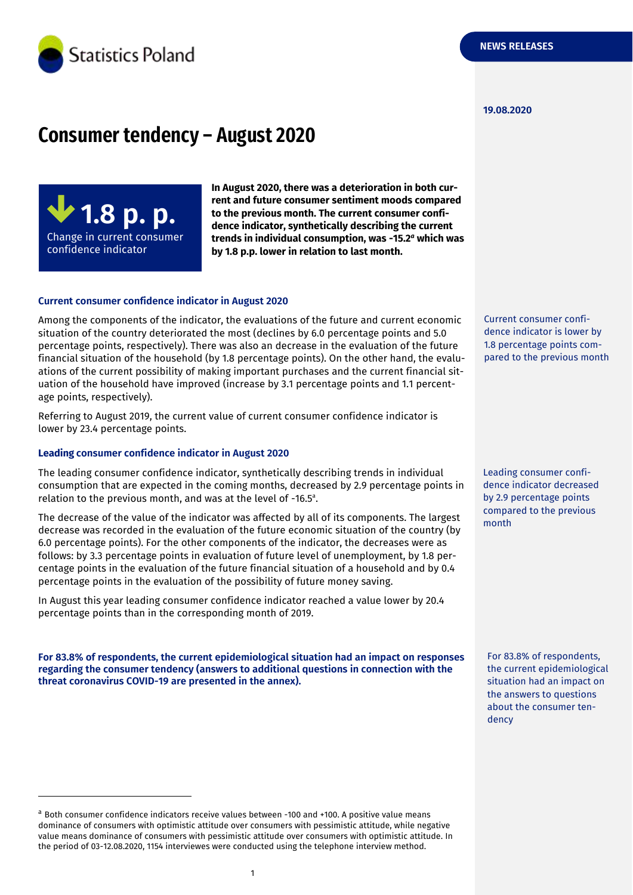NEWS RELEASES

19.08.2020

# Consumer tendency – August 2020

**1.8 p. p.**
Change in current consumer confidence indicator

**In August 2020, there was a deterioration in both current and future consumer sentiment moods compared to the previous month. The current consumer confidence indicator, synthetically describing the current trends in individual consumption, was -15.2[a] which was by 1.8 p.p. lower in relation to last month.**

### Current consumer confidence indicator in August 2020

Current consumer confidence indicator is lower by 1.8 percentage points compared to the previous month

Among the components of the indicator, the evaluations of the future and current economic situation of the country deteriorated the most (declines by 6.0 percentage points and 5.0 percentage points, respectively). There was also an decrease in the evaluation of the future financial situation of the household (by 1.8 percentage points). On the other hand, the evaluations of the current possibility of making important purchases and the current financial situation of the household have improved (increase by 3.1 percentage points and 1.1 percentage points, respectively).

Referring to August 2019, the current value of current consumer confidence indicator is lower by 23.4 percentage points.

### Leading consumer confidence indicator in August 2020

Leading consumer confidence indicator decreased by 2.9 percentage points compared to the previous month

The leading consumer confidence indicator, synthetically describing trends in individual consumption that are expected in the coming months, decreased by 2.9 percentage points in relation to the previous month, and was at the level of -16.5[a].

The decrease of the value of the indicator was affected by all of its components. The largest decrease was recorded in the evaluation of the future economic situation of the country (by 6.0 percentage points). For the other components of the indicator, the decreases were as follows: by 3.3 percentage points in evaluation of future level of unemployment, by 1.8 percentage points in the evaluation of the future financial situation of a household and by 0.4 percentage points in the evaluation of the possibility of future money saving.

In August this year leading consumer confidence indicator reached a value lower by 20.4 percentage points than in the corresponding month of 2019.

For 83.8% of respondents, the current epidemiological situation had an impact on the answers to questions about the consumer tendency

**For 83.8% of respondents, the current epidemiological situation had an impact on responses regarding the consumer tendency (answers to additional questions in connection with the threat coronavirus COVID-19 are presented in the annex).**

---

[a] Both consumer confidence indicators receive values between -100 and +100. A positive value means dominance of consumers with optimistic attitude over consumers with pessimistic attitude, while negative value means dominance of consumers with pessimistic attitude over consumers with optimistic attitude. In the period of 03-12.08.2020, 1154 interviewes were conducted using the telephone interview method.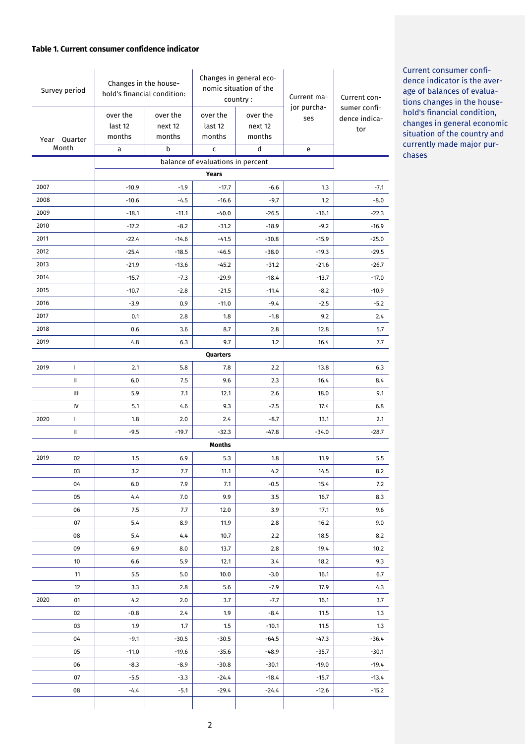**Table 1. Current consumer confidence indicator**

| Survey period | | Changes in the household's financial condition: | | Changes in general economic situation of the country : | | Current major purchases | Current consumer confidence indicator |
|---|---|---|---|---|---|---|---|
| Year | Quarter Month | over the last 12 months | over the next 12 months | over the last 12 months | over the next 12 months | | |
| | | a | b | c | d | e | |
| | | balance of evaluations in percent | | | | | |
| | | **Years** | | | | | |
| 2007 | | -10.9 | -1.9 | -17.7 | -6.6 | 1.3 | -7.1 |
| 2008 | | -10.6 | -4.5 | -16.6 | -9.7 | 1.2 | -8.0 |
| 2009 | | -18.1 | -11.1 | -40.0 | -26.5 | -16.1 | -22.3 |
| 2010 | | -17.2 | -8.2 | -31.2 | -18.9 | -9.2 | -16.9 |
| 2011 | | -22.4 | -14.6 | -41.5 | -30.8 | -15.9 | -25.0 |
| 2012 | | -25.4 | -18.5 | -46.5 | -38.0 | -19.3 | -29.5 |
| 2013 | | -21.9 | -13.6 | -45.2 | -31.2 | -21.6 | -26.7 |
| 2014 | | -15.7 | -7.3 | -29.9 | -18.4 | -13.7 | -17.0 |
| 2015 | | -10.7 | -2.8 | -21.5 | -11.4 | -8.2 | -10.9 |
| 2016 | | -3.9 | 0.9 | -11.0 | -9.4 | -2.5 | -5.2 |
| 2017 | | 0.1 | 2.8 | 1.8 | -1.8 | 9.2 | 2.4 |
| 2018 | | 0.6 | 3.6 | 8.7 | 2.8 | 12.8 | 5.7 |
| 2019 | | 4.8 | 6.3 | 9.7 | 1.2 | 16.4 | 7.7 |
| | | **Quarters** | | | | | |
| 2019 | I | 2.1 | 5.8 | 7.8 | 2.2 | 13.8 | 6.3 |
| | II | 6.0 | 7.5 | 9.6 | 2.3 | 16.4 | 8.4 |
| | III | 5.9 | 7.1 | 12.1 | 2.6 | 18.0 | 9.1 |
| | IV | 5.1 | 4.6 | 9.3 | -2.5 | 17.4 | 6.8 |
| 2020 | I | 1.8 | 2.0 | 2.4 | -8.7 | 13.1 | 2.1 |
| | II | -9.5 | -19.7 | -32.3 | -47.8 | -34.0 | -28.7 |
| | | **Months** | | | | | |
| 2019 | 02 | 1.5 | 6.9 | 5.3 | 1.8 | 11.9 | 5.5 |
| | 03 | 3.2 | 7.7 | 11.1 | 4.2 | 14.5 | 8.2 |
| | 04 | 6.0 | 7.9 | 7.1 | -0.5 | 15.4 | 7.2 |
| | 05 | 4.4 | 7.0 | 9.9 | 3.5 | 16.7 | 8.3 |
| | 06 | 7.5 | 7.7 | 12.0 | 3.9 | 17.1 | 9.6 |
| | 07 | 5.4 | 8.9 | 11.9 | 2.8 | 16.2 | 9.0 |
| | 08 | 5.4 | 4.4 | 10.7 | 2.2 | 18.5 | 8.2 |
| | 09 | 6.9 | 8.0 | 13.7 | 2.8 | 19.4 | 10.2 |
| | 10 | 6.6 | 5.9 | 12.1 | 3.4 | 18.2 | 9.3 |
| | 11 | 5.5 | 5.0 | 10.0 | -3.0 | 16.1 | 6.7 |
| | 12 | 3.3 | 2.8 | 5.6 | -7.9 | 17.9 | 4.3 |
| 2020 | 01 | 4.2 | 2.0 | 3.7 | -7.7 | 16.1 | 3.7 |
| | 02 | -0.8 | 2.4 | 1.9 | -8.4 | 11.5 | 1.3 |
| | 03 | 1.9 | 1.7 | 1.5 | -10.1 | 11.5 | 1.3 |
| | 04 | -9.1 | -30.5 | -30.5 | -64.5 | -47.3 | -36.4 |
| | 05 | -11.0 | -19.6 | -35.6 | -48.9 | -35.7 | -30.1 |
| | 06 | -8.3 | -8.9 | -30.8 | -30.1 | -19.0 | -19.4 |
| | 07 | -5.5 | -3.3 | -24.4 | -18.4 | -15.7 | -13.4 |
| | 08 | -4.4 | -5.1 | -29.4 | -24.4 | -12.6 | -15.2 |

Current consumer confidence indicator is the average of balances of evaluations changes in the household's financial condition, changes in general economic situation of the country and currently made major purchases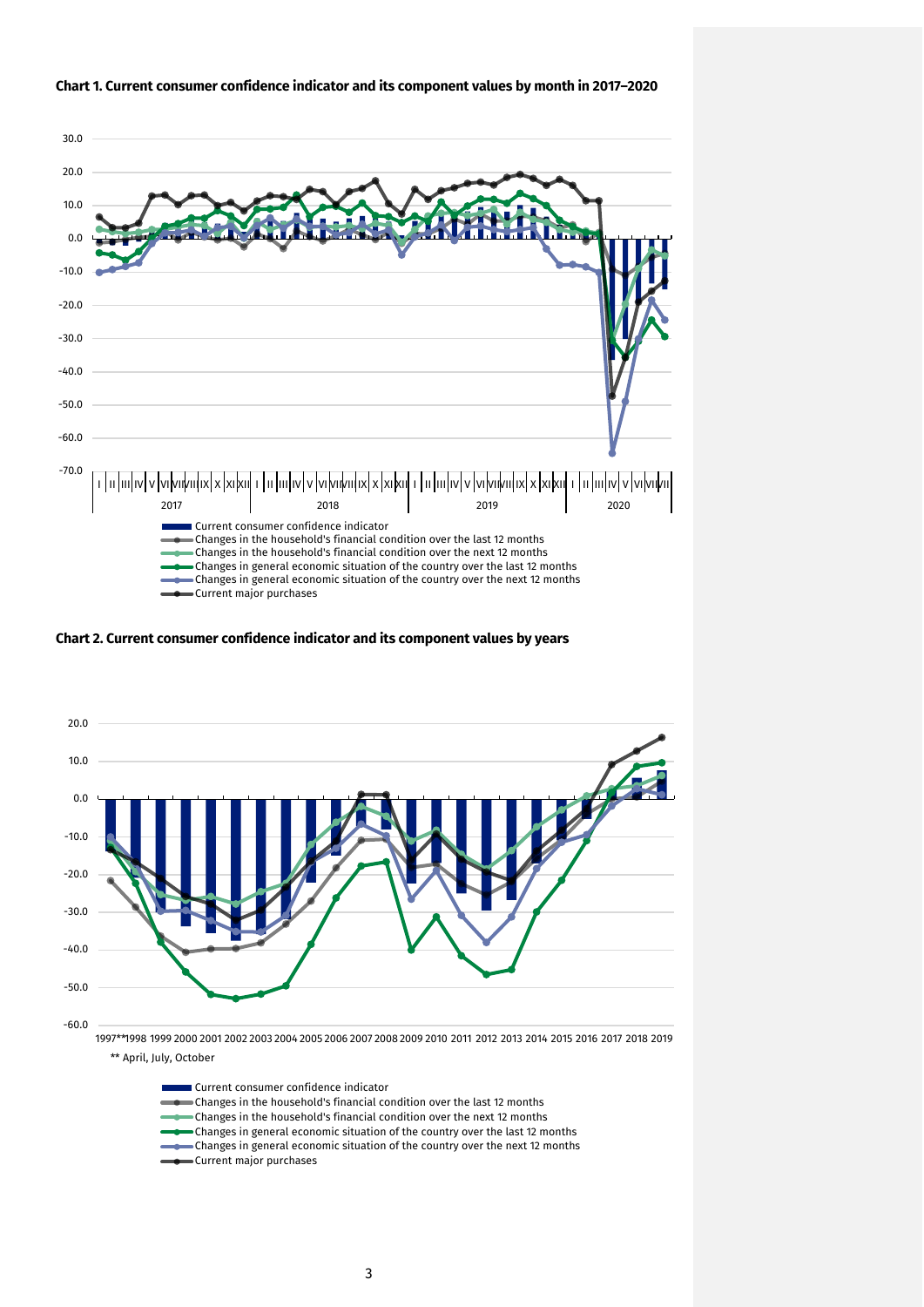**Chart 1. Current consumer confidence indicator and its component values by month in 2017–2020**

**Chart 2. Current consumer confidence indicator and its component values by years**

** April, July, October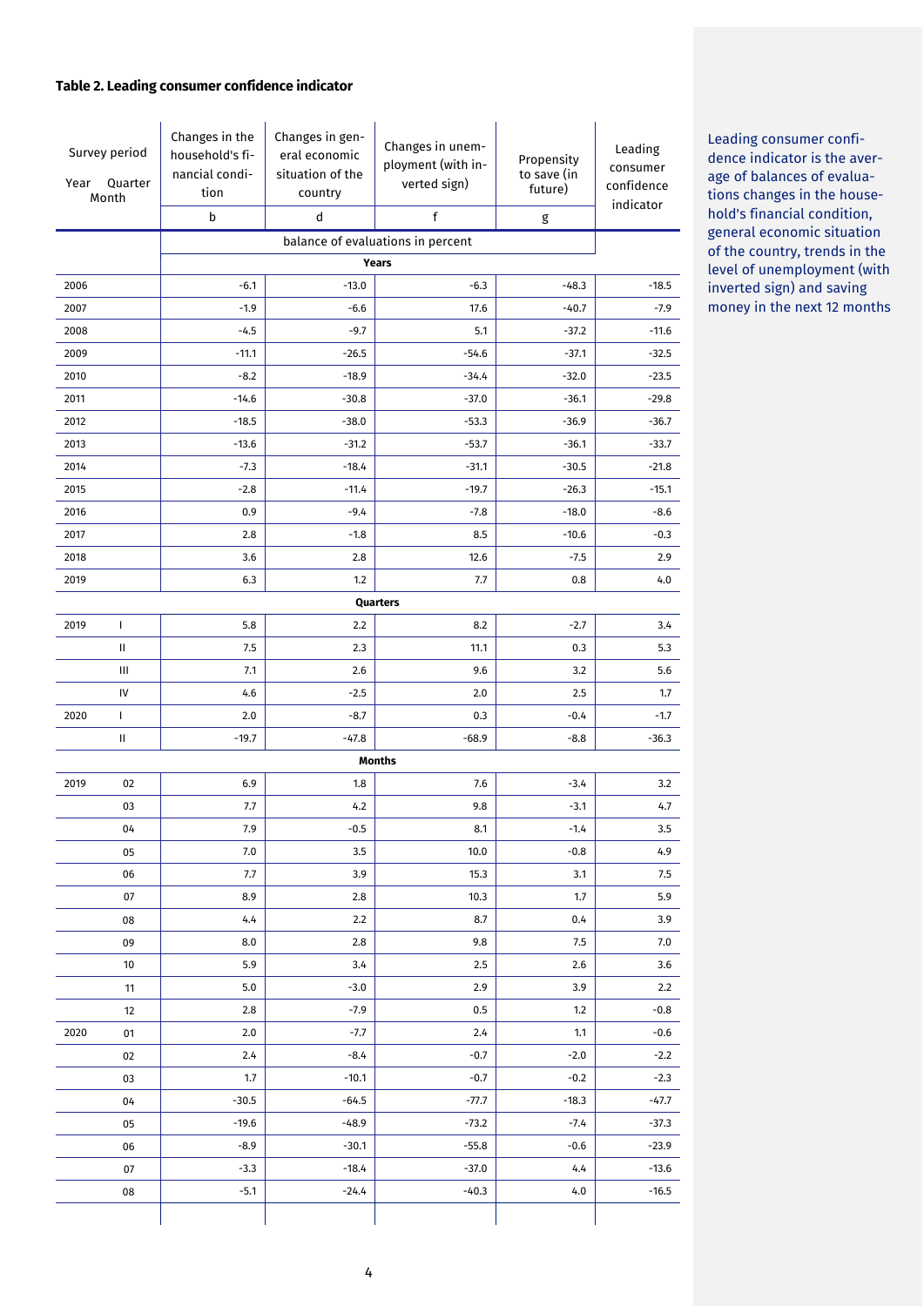**Table 2. Leading consumer confidence indicator**

| Survey period Year | Quarter Month | Changes in the household's financial condition | Changes in general economic situation of the country | Changes in unemployment (with inverted sign) | Propensity to save (in future) | Leading consumer confidence indicator |
|---|---|---|---|---|---|---|
| | | b | d | f | g | |
| | | balance of evaluations in percent | | | | |
| **Years** | | | | | | |
| 2006 | | -6.1 | -13.0 | -6.3 | -48.3 | -18.5 |
| 2007 | | -1.9 | -6.6 | 17.6 | -40.7 | -7.9 |
| 2008 | | -4.5 | -9.7 | 5.1 | -37.2 | -11.6 |
| 2009 | | -11.1 | -26.5 | -54.6 | -37.1 | -32.5 |
| 2010 | | -8.2 | -18.9 | -34.4 | -32.0 | -23.5 |
| 2011 | | -14.6 | -30.8 | -37.0 | -36.1 | -29.8 |
| 2012 | | -18.5 | -38.0 | -53.3 | -36.9 | -36.7 |
| 2013 | | -13.6 | -31.2 | -53.7 | -36.1 | -33.7 |
| 2014 | | -7.3 | -18.4 | -31.1 | -30.5 | -21.8 |
| 2015 | | -2.8 | -11.4 | -19.7 | -26.3 | -15.1 |
| 2016 | | 0.9 | -9.4 | -7.8 | -18.0 | -8.6 |
| 2017 | | 2.8 | -1.8 | 8.5 | -10.6 | -0.3 |
| 2018 | | 3.6 | 2.8 | 12.6 | -7.5 | 2.9 |
| 2019 | | 6.3 | 1.2 | 7.7 | 0.8 | 4.0 |
| **Quarters** | | | | | | |
| 2019 | I | 5.8 | 2.2 | 8.2 | -2.7 | 3.4 |
| | II | 7.5 | 2.3 | 11.1 | 0.3 | 5.3 |
| | III | 7.1 | 2.6 | 9.6 | 3.2 | 5.6 |
| | IV | 4.6 | -2.5 | 2.0 | 2.5 | 1.7 |
| 2020 | I | 2.0 | -8.7 | 0.3 | -0.4 | -1.7 |
| | II | -19.7 | -47.8 | -68.9 | -8.8 | -36.3 |
| **Months** | | | | | | |
| 2019 | 02 | 6.9 | 1.8 | 7.6 | -3.4 | 3.2 |
| | 03 | 7.7 | 4.2 | 9.8 | -3.1 | 4.7 |
| | 04 | 7.9 | -0.5 | 8.1 | -1.4 | 3.5 |
| | 05 | 7.0 | 3.5 | 10.0 | -0.8 | 4.9 |
| | 06 | 7.7 | 3.9 | 15.3 | 3.1 | 7.5 |
| | 07 | 8.9 | 2.8 | 10.3 | 1.7 | 5.9 |
| | 08 | 4.4 | 2.2 | 8.7 | 0.4 | 3.9 |
| | 09 | 8.0 | 2.8 | 9.8 | 7.5 | 7.0 |
| | 10 | 5.9 | 3.4 | 2.5 | 2.6 | 3.6 |
| | 11 | 5.0 | -3.0 | 2.9 | 3.9 | 2.2 |
| | 12 | 2.8 | -7.9 | 0.5 | 1.2 | -0.8 |
| 2020 | 01 | 2.0 | -7.7 | 2.4 | 1.1 | -0.6 |
| | 02 | 2.4 | -8.4 | -0.7 | -2.0 | -2.2 |
| | 03 | 1.7 | -10.1 | -0.7 | -0.2 | -2.3 |
| | 04 | -30.5 | -64.5 | -77.7 | -18.3 | -47.7 |
| | 05 | -19.6 | -48.9 | -73.2 | -7.4 | -37.3 |
| | 06 | -8.9 | -30.1 | -55.8 | -0.6 | -23.9 |
| | 07 | -3.3 | -18.4 | -37.0 | 4.4 | -13.6 |
| | 08 | -5.1 | -24.4 | -40.3 | 4.0 | -16.5 |

Leading consumer confidence indicator is the average of balances of evaluations changes in the household's financial condition, general economic situation of the country, trends in the level of unemployment (with inverted sign) and saving money in the next 12 months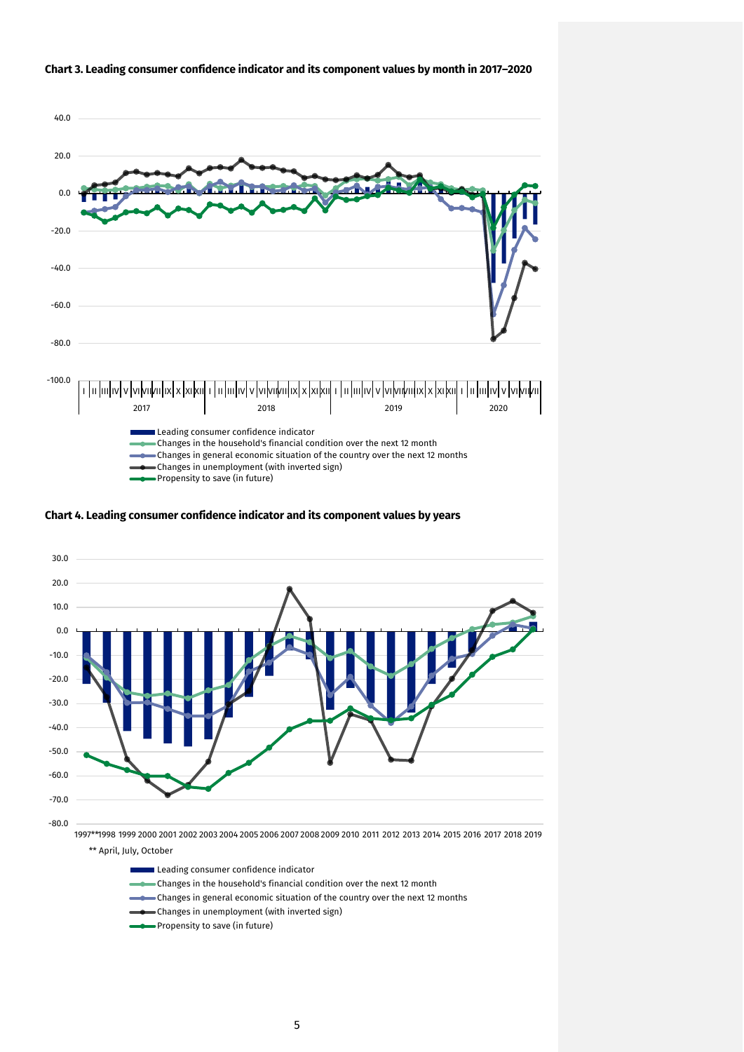**Chart 3. Leading consumer confidence indicator and its component values by month in 2017–2020**

- Leading consumer confidence indicator
- Changes in the household's financial condition over the next 12 month
- Changes in general economic situation of the country over the next 12 months
- Changes in unemployment (with inverted sign)
- Propensity to save (in future)

**Chart 4. Leading consumer confidence indicator and its component values by years**

** April, July, October

- Leading consumer confidence indicator
- Changes in the household's financial condition over the next 12 month
- Changes in general economic situation of the country over the next 12 months
- Changes in unemployment (with inverted sign)
- Propensity to save (in future)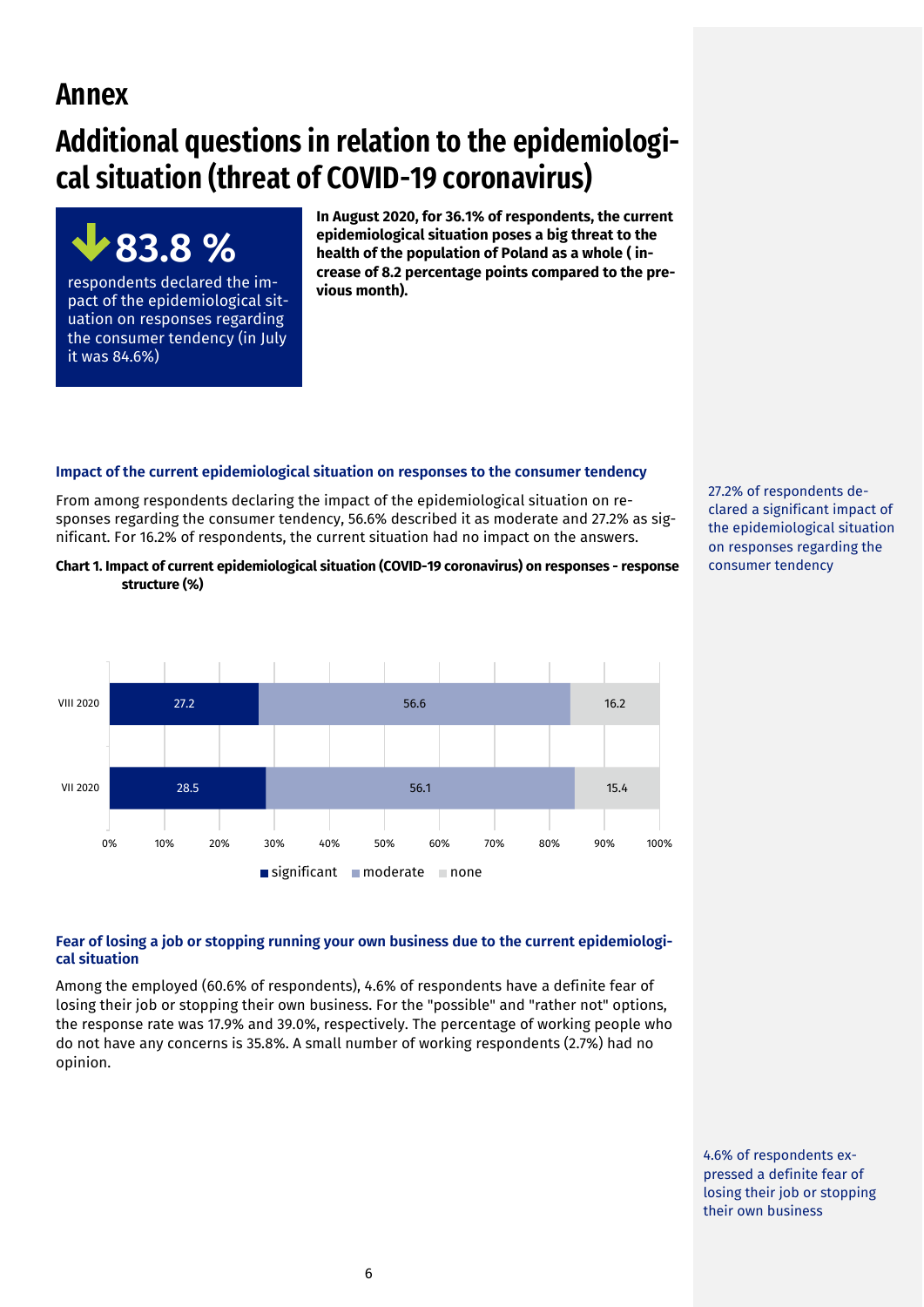# Annex

# Additional questions in relation to the epidemiological situation (threat of COVID-19 coronavirus)

**83.8 %**

respondents declared the impact of the epidemiological situation on responses regarding the consumer tendency (in July it was 84.6%)

**In August 2020, for 36.1% of respondents, the current epidemiological situation poses a big threat to the health of the population of Poland as a whole ( increase of 8.2 percentage points compared to the previous month).**

### Impact of the current epidemiological situation on responses to the consumer tendency

From among respondents declaring the impact of the epidemiological situation on responses regarding the consumer tendency, 56.6% described it as moderate and 27.2% as significant. For 16.2% of respondents, the current situation had no impact on the answers.

27.2% of respondents declared a significant impact of the epidemiological situation on responses regarding the consumer tendency

**Chart 1. Impact of current epidemiological situation (COVID-19 coronavirus) on responses - response structure (%)**

| | significant | moderate | none |
|---|---|---|---|
| VIII 2020 | 27.2 | 56.6 | 16.2 |
| VII 2020 | 28.5 | 56.1 | 15.4 |

### Fear of losing a job or stopping running your own business due to the current epidemiological situation

Among the employed (60.6% of respondents), 4.6% of respondents have a definite fear of losing their job or stopping their own business. For the "possible" and "rather not" options, the response rate was 17.9% and 39.0%, respectively. The percentage of working people who do not have any concerns is 35.8%. A small number of working respondents (2.7%) had no opinion.

4.6% of respondents expressed a definite fear of losing their job or stopping their own business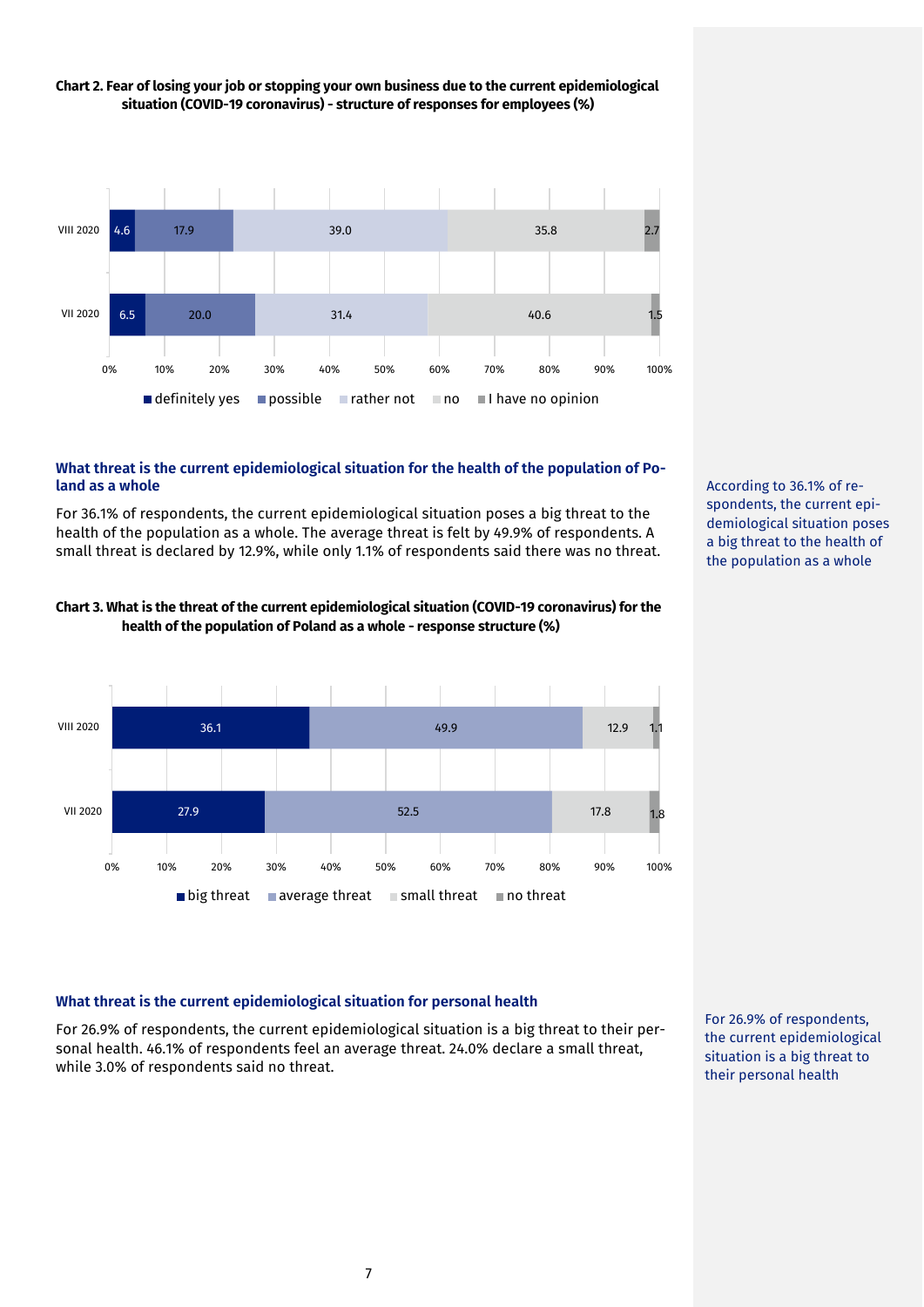**Chart 2. Fear of losing your job or stopping your own business due to the current epidemiological situation (COVID-19 coronavirus) - structure of responses for employees (%)**

| | definitely yes | possible | rather not | no | I have no opinion |
|---|---|---|---|---|---|
| VIII 2020 | 4.6 | 17.9 | 39.0 | 35.8 | 2.7 |
| VII 2020 | 6.5 | 20.0 | 31.4 | 40.6 | 1.5 |

### What threat is the current epidemiological situation for the health of the population of Poland as a whole

For 36.1% of respondents, the current epidemiological situation poses a big threat to the health of the population as a whole. The average threat is felt by 49.9% of respondents. A small threat is declared by 12.9%, while only 1.1% of respondents said there was no threat.

According to 36.1% of respondents, the current epidemiological situation poses a big threat to the health of the population as a whole

**Chart 3. What is the threat of the current epidemiological situation (COVID-19 coronavirus) for the health of the population of Poland as a whole - response structure (%)**

| | big threat | average threat | small threat | no threat |
|---|---|---|---|---|
| VIII 2020 | 36.1 | 49.9 | 12.9 | 1.1 |
| VII 2020 | 27.9 | 52.5 | 17.8 | 1.8 |

### What threat is the current epidemiological situation for personal health

For 26.9% of respondents, the current epidemiological situation is a big threat to their personal health. 46.1% of respondents feel an average threat. 24.0% declare a small threat, while 3.0% of respondents said no threat.

For 26.9% of respondents, the current epidemiological situation is a big threat to their personal health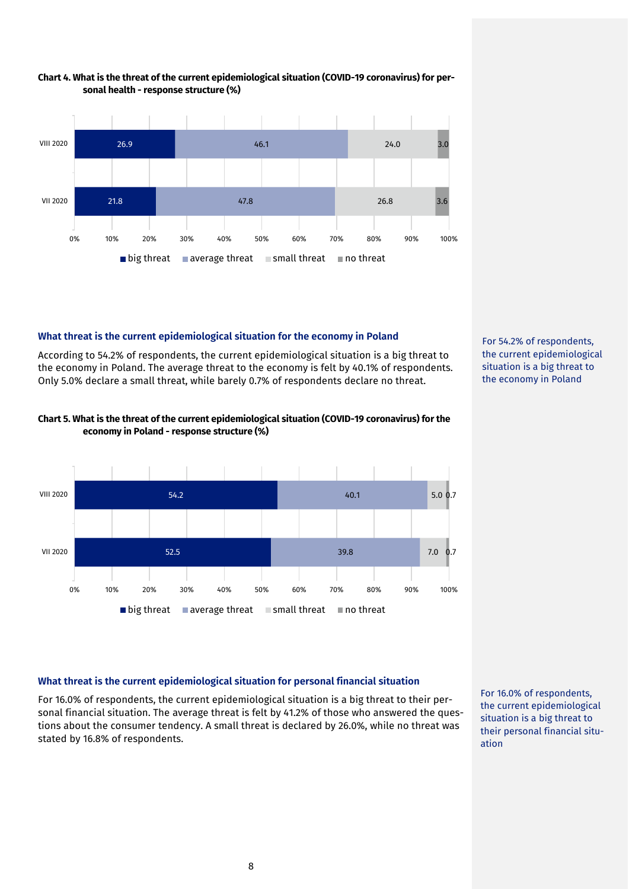**Chart 4. What is the threat of the current epidemiological situation (COVID-19 coronavirus) for personal health - response structure (%)**

| | big threat | average threat | small threat | no threat |
|---|---|---|---|---|
| VIII 2020 | 26.9 | 46.1 | 24.0 | 3.0 |
| VII 2020 | 21.8 | 47.8 | 26.8 | 3.6 |

### What threat is the current epidemiological situation for the economy in Poland

According to 54.2% of respondents, the current epidemiological situation is a big threat to the economy in Poland. The average threat to the economy is felt by 40.1% of respondents. Only 5.0% declare a small threat, while barely 0.7% of respondents declare no threat.

For 54.2% of respondents, the current epidemiological situation is a big threat to the economy in Poland

**Chart 5. What is the threat of the current epidemiological situation (COVID-19 coronavirus) for the economy in Poland - response structure (%)**

| | big threat | average threat | small threat | no threat |
|---|---|---|---|---|
| VIII 2020 | 54.2 | 40.1 | 5.0 | 0.7 |
| VII 2020 | 52.5 | 39.8 | 7.0 | 0.7 |

### What threat is the current epidemiological situation for personal financial situation

For 16.0% of respondents, the current epidemiological situation is a big threat to their personal financial situation. The average threat is felt by 41.2% of those who answered the questions about the consumer tendency. A small threat is declared by 26.0%, while no threat was stated by 16.8% of respondents.

For 16.0% of respondents, the current epidemiological situation is a big threat to their personal financial situation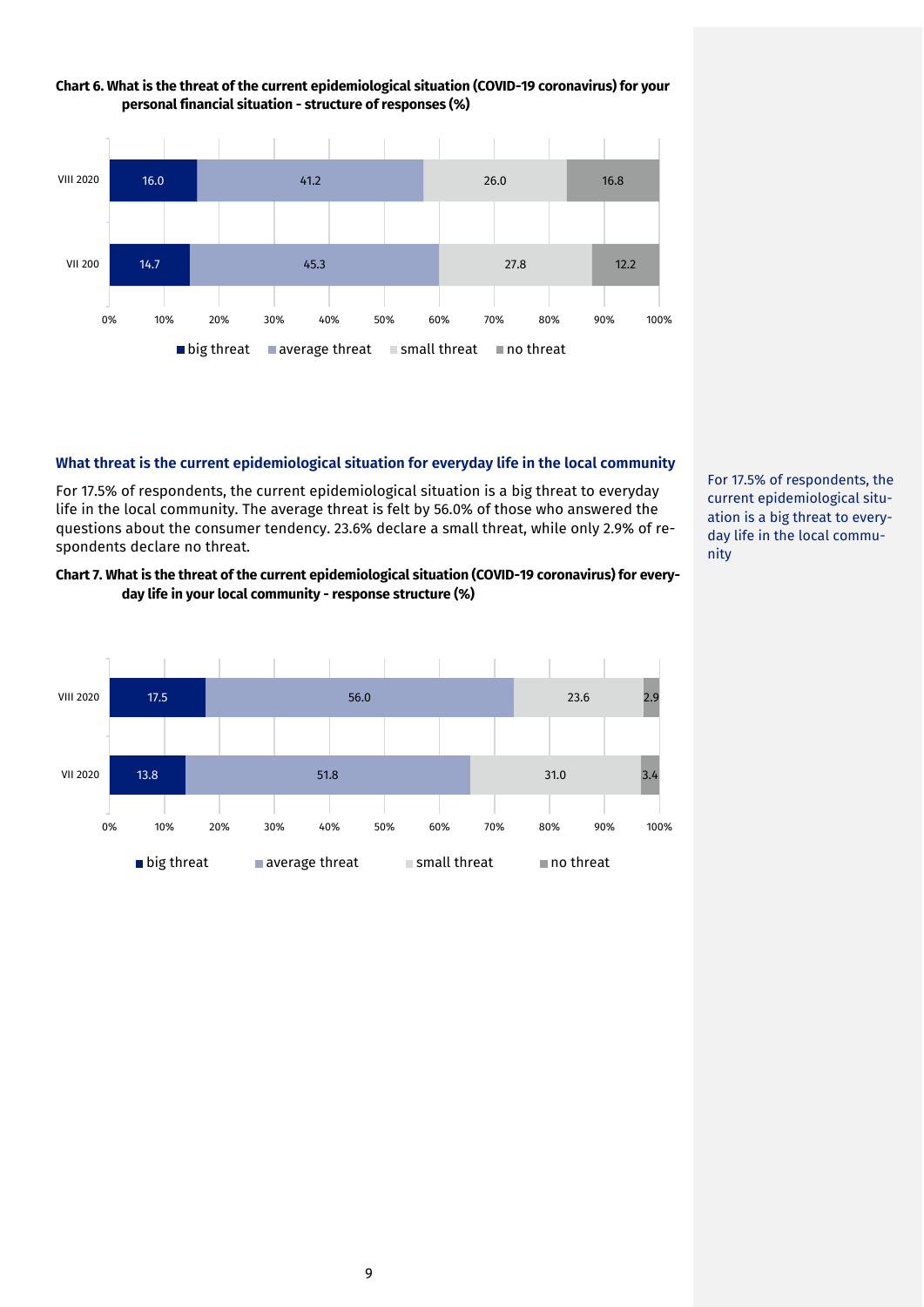**Chart 6. What is the threat of the current epidemiological situation (COVID-19 coronavirus) for your personal financial situation - structure of responses (%)**

| | big threat | average threat | small threat | no threat |
|---|---|---|---|---|
| VIII 2020 | 16.0 | 41.2 | 26.0 | 16.8 |
| VII 200 | 14.7 | 45.3 | 27.8 | 12.2 |

## What threat is the current epidemiological situation for everyday life in the local community

For 17.5% of respondents, the current epidemiological situation is a big threat to everyday life in the local community. The average threat is felt by 56.0% of those who answered the questions about the consumer tendency. 23.6% declare a small threat, while only 2.9% of respondents declare no threat.

For 17.5% of respondents, the current epidemiological situation is a big threat to everyday life in the local community

**Chart 7. What is the threat of the current epidemiological situation (COVID-19 coronavirus) for everyday life in your local community - response structure (%)**

| | big threat | average threat | small threat | no threat |
|---|---|---|---|---|
| VIII 2020 | 17.5 | 56.0 | 23.6 | 2.9 |
| VII 2020 | 13.8 | 51.8 | 31.0 | 3.4 |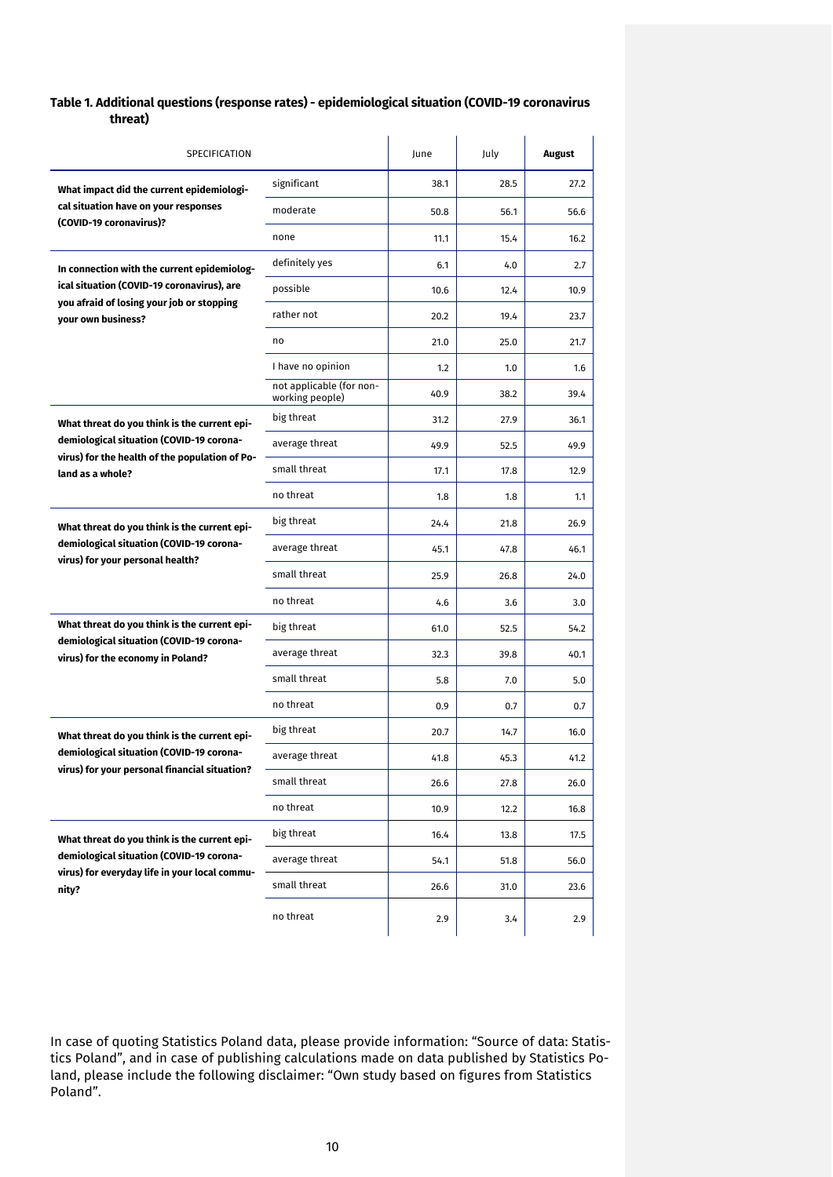**Table 1. Additional questions (response rates) - epidemiological situation (COVID-19 coronavirus threat)**

| SPECIFICATION | | June | July | **August** |
|---|---|---|---|---|
| **What impact did the current epidemiological situation have on your responses (COVID-19 coronavirus)?** | significant | 38.1 | 28.5 | 27.2 |
| | moderate | 50.8 | 56.1 | 56.6 |
| | none | 11.1 | 15.4 | 16.2 |
| **In connection with the current epidemiological situation (COVID-19 coronavirus), are you afraid of losing your job or stopping your own business?** | definitely yes | 6.1 | 4.0 | 2.7 |
| | possible | 10.6 | 12.4 | 10.9 |
| | rather not | 20.2 | 19.4 | 23.7 |
| | no | 21.0 | 25.0 | 21.7 |
| | I have no opinion | 1.2 | 1.0 | 1.6 |
| | not applicable (for non-working people) | 40.9 | 38.2 | 39.4 |
| **What threat do you think is the current epidemiological situation (COVID-19 coronavirus) for the health of the population of Poland as a whole?** | big threat | 31.2 | 27.9 | 36.1 |
| | average threat | 49.9 | 52.5 | 49.9 |
| | small threat | 17.1 | 17.8 | 12.9 |
| | no threat | 1.8 | 1.8 | 1.1 |
| **What threat do you think is the current epidemiological situation (COVID-19 coronavirus) for your personal health?** | big threat | 24.4 | 21.8 | 26.9 |
| | average threat | 45.1 | 47.8 | 46.1 |
| | small threat | 25.9 | 26.8 | 24.0 |
| | no threat | 4.6 | 3.6 | 3.0 |
| **What threat do you think is the current epidemiological situation (COVID-19 coronavirus) for the economy in Poland?** | big threat | 61.0 | 52.5 | 54.2 |
| | average threat | 32.3 | 39.8 | 40.1 |
| | small threat | 5.8 | 7.0 | 5.0 |
| | no threat | 0.9 | 0.7 | 0.7 |
| **What threat do you think is the current epidemiological situation (COVID-19 coronavirus) for your personal financial situation?** | big threat | 20.7 | 14.7 | 16.0 |
| | average threat | 41.8 | 45.3 | 41.2 |
| | small threat | 26.6 | 27.8 | 26.0 |
| | no threat | 10.9 | 12.2 | 16.8 |
| **What threat do you think is the current epidemiological situation (COVID-19 coronavirus) for everyday life in your local community?** | big threat | 16.4 | 13.8 | 17.5 |
| | average threat | 54.1 | 51.8 | 56.0 |
| | small threat | 26.6 | 31.0 | 23.6 |
| | no threat | 2.9 | 3.4 | 2.9 |

In case of quoting Statistics Poland data, please provide information: "Source of data: Statistics Poland", and in case of publishing calculations made on data published by Statistics Poland, please include the following disclaimer: "Own study based on figures from Statistics Poland".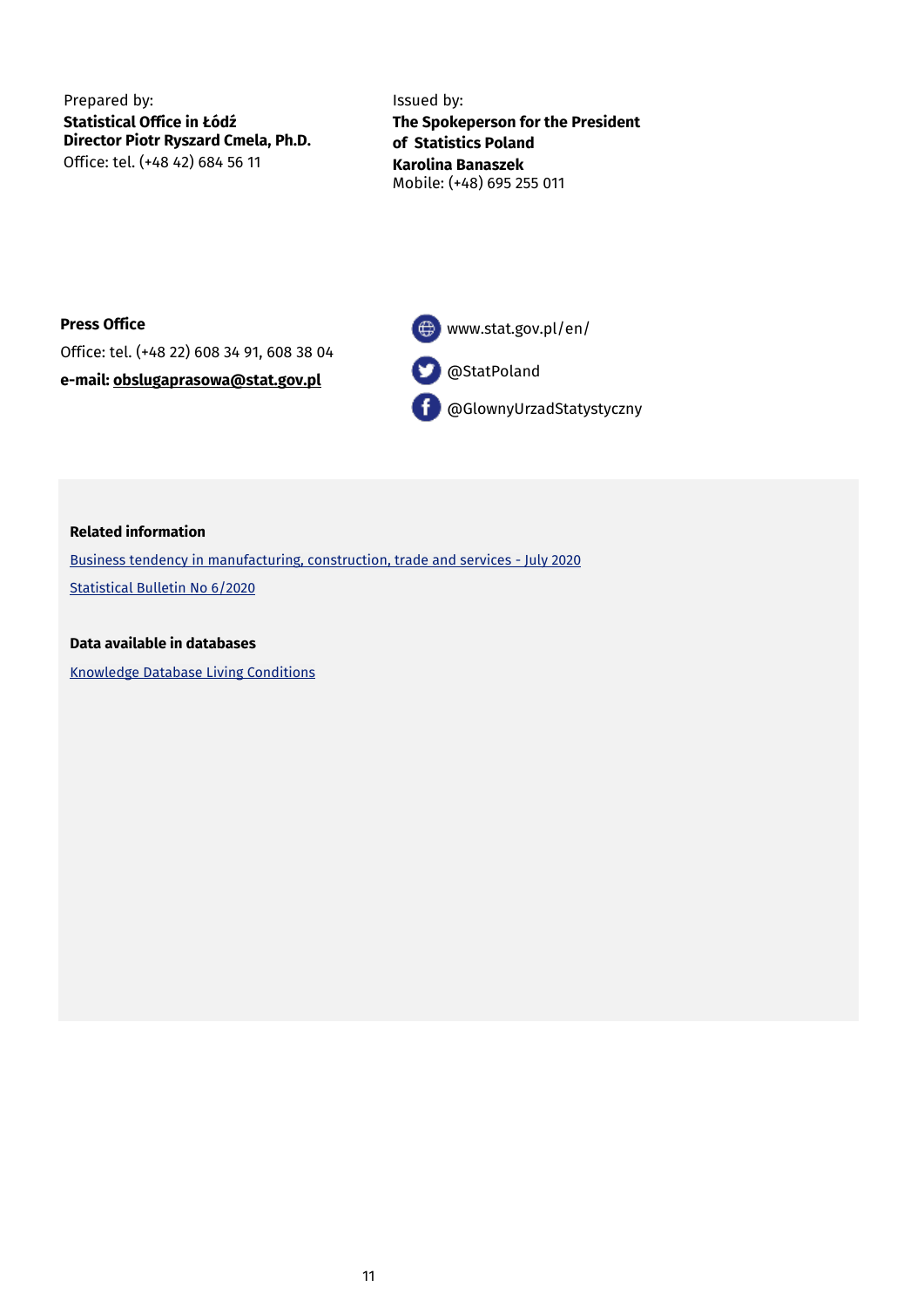Prepared by:
**Statistical Office in Łódź**
**Director Piotr Ryszard Cmela, Ph.D.**
Office: tel. (+48 42) 684 56 11

Issued by:
**The Spokeperson for the President of Statistics Poland**
**Karolina Banaszek**
Mobile: (+48) 695 255 011

**Press Office**
Office: tel. (+48 22) 608 34 91, 608 38 04
**e-mail: obslugaprasowa@stat.gov.pl**

www.stat.gov.pl/en/
@StatPoland
@GlownyUrzadStatystyczny

**Related information**

Business tendency in manufacturing, construction, trade and services - July 2020

Statistical Bulletin No 6/2020

**Data available in databases**

Knowledge Database Living Conditions